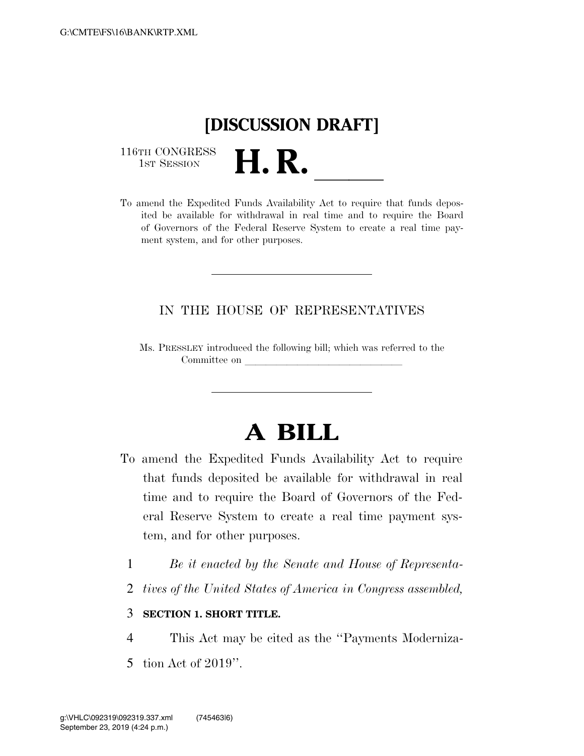# [DISCUSSION DRAFT]

116TH CONGRESS
1ST SESSION

# H. R. \_\_\_\_\_

To amend the Expedited Funds Availability Act to require that funds deposited be available for withdrawal in real time and to require the Board of Governors of the Federal Reserve System to create a real time payment system, and for other purposes.

---

IN THE HOUSE OF REPRESENTATIVES

Ms. PRESSLEY introduced the following bill; which was referred to the Committee on \_\_\_\_\_\_\_\_\_\_\_\_\_\_\_\_\_\_\_\_\_\_\_\_\_\_\_\_\_\_

---

# A BILL

To amend the Expedited Funds Availability Act to require that funds deposited be available for withdrawal in real time and to require the Board of Governors of the Federal Reserve System to create a real time payment system, and for other purposes.

1 *Be it enacted by the Senate and House of Representa-*
2 *tives of the United States of America in Congress assembled,*

3 **SECTION 1. SHORT TITLE.**

4 This Act may be cited as the ''Payments Moderniza-
5 tion Act of 2019''.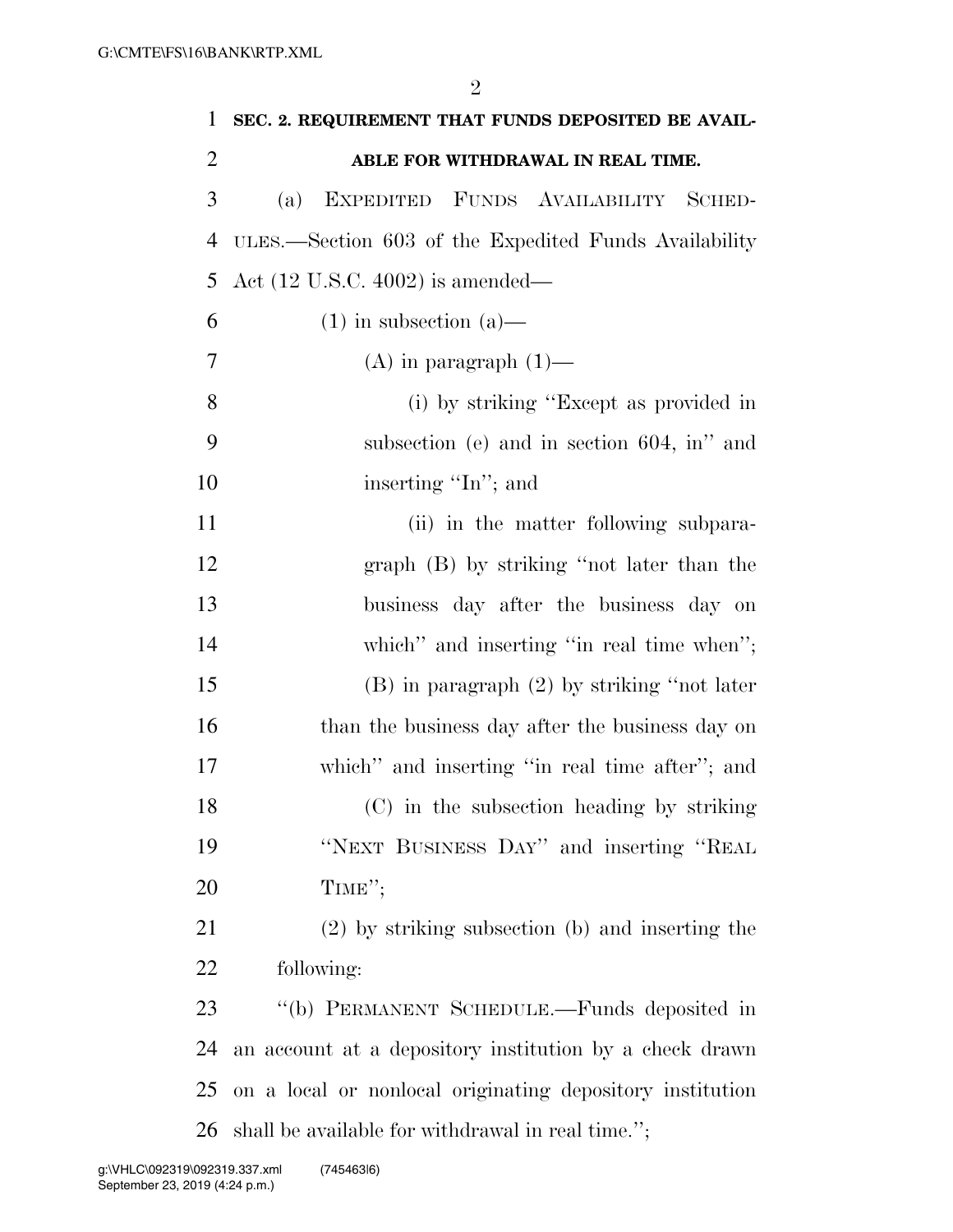**SEC. 2. REQUIREMENT THAT FUNDS DEPOSITED BE AVAILABLE FOR WITHDRAWAL IN REAL TIME.**

(a) EXPEDITED FUNDS AVAILABILITY SCHEDULES.—Section 603 of the Expedited Funds Availability Act (12 U.S.C. 4002) is amended—

(1) in subsection (a)—

(A) in paragraph (1)—

(i) by striking "Except as provided in subsection (e) and in section 604, in" and inserting "In"; and

(ii) in the matter following subparagraph (B) by striking "not later than the business day after the business day on which" and inserting "in real time when";

(B) in paragraph (2) by striking "not later than the business day after the business day on which" and inserting "in real time after"; and

(C) in the subsection heading by striking "NEXT BUSINESS DAY" and inserting "REAL TIME";

(2) by striking subsection (b) and inserting the following:

"(b) PERMANENT SCHEDULE.—Funds deposited in an account at a depository institution by a check drawn on a local or nonlocal originating depository institution shall be available for withdrawal in real time.";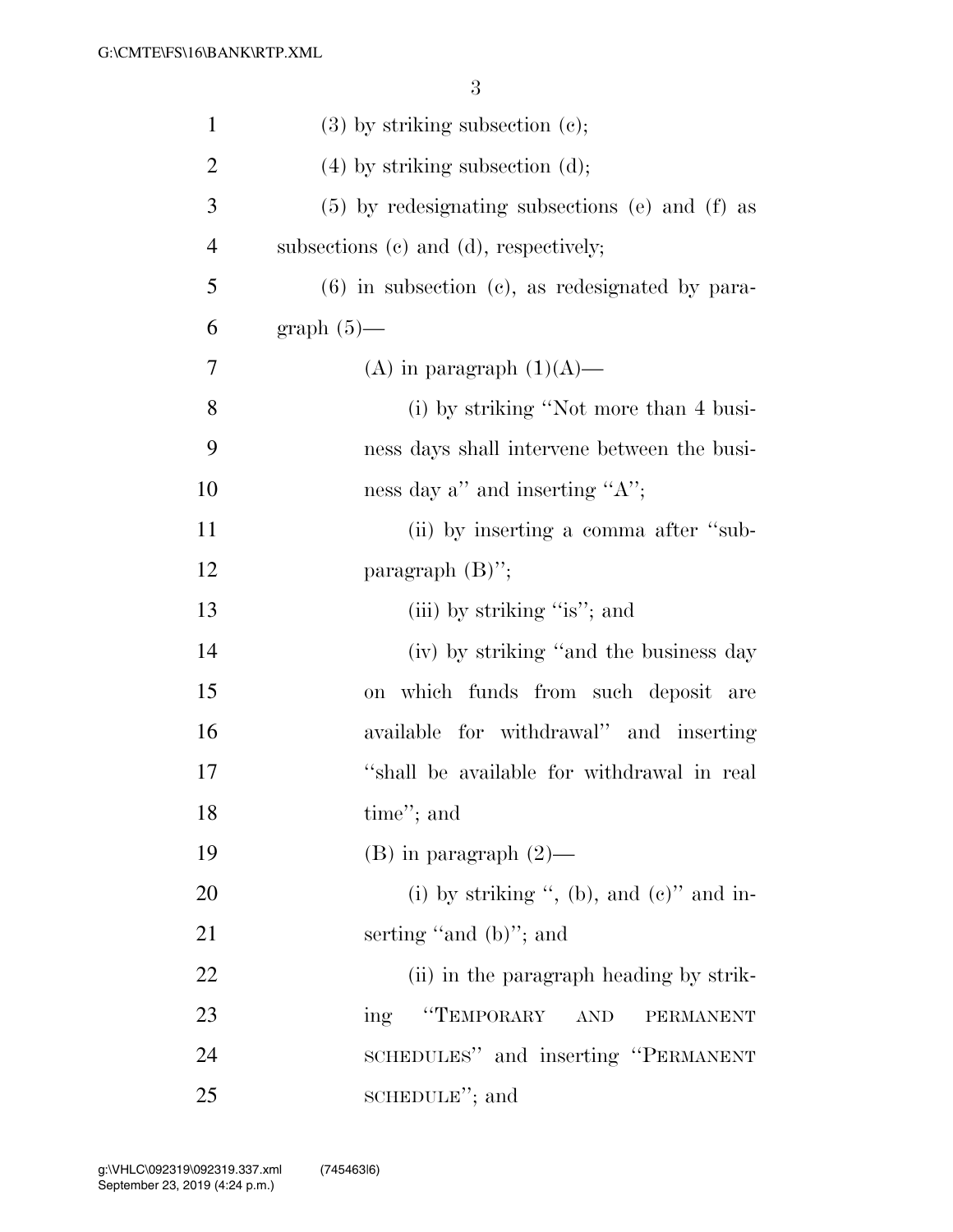(3) by striking subsection (c);

(4) by striking subsection (d);

(5) by redesignating subsections (e) and (f) as subsections (c) and (d), respectively;

(6) in subsection (c), as redesignated by paragraph (5)—

(A) in paragraph (1)(A)—

(i) by striking "Not more than 4 business days shall intervene between the business day a" and inserting "A";

(ii) by inserting a comma after "subparagraph (B)";

(iii) by striking "is"; and

(iv) by striking "and the business day on which funds from such deposit are available for withdrawal" and inserting "shall be available for withdrawal in real time"; and

(B) in paragraph (2)—

(i) by striking ", (b), and (c)" and inserting "and (b)"; and

(ii) in the paragraph heading by striking "TEMPORARY AND PERMANENT SCHEDULES" and inserting "PERMANENT SCHEDULE"; and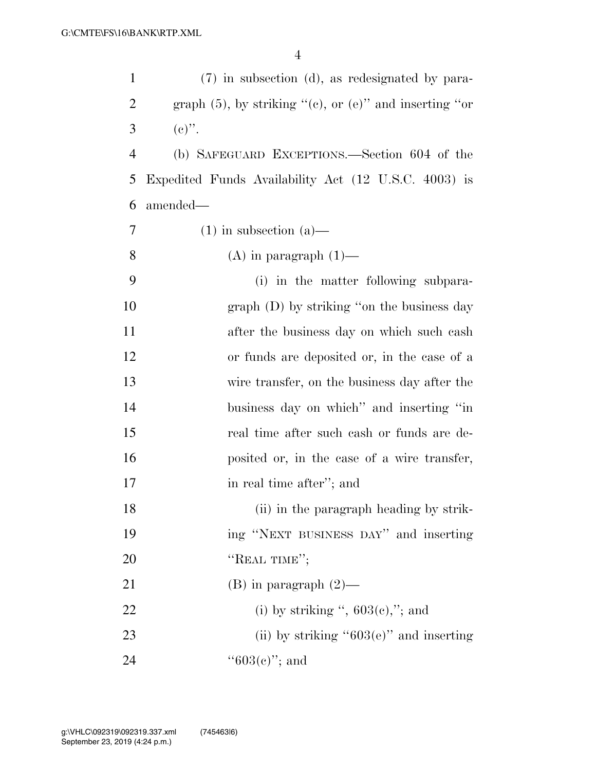(7) in subsection (d), as redesignated by paragraph (5), by striking "(c), or (e)" and inserting "or (c)".

(b) SAFEGUARD EXCEPTIONS.—Section 604 of the Expedited Funds Availability Act (12 U.S.C. 4003) is amended—

(1) in subsection (a)—

(A) in paragraph (1)—

(i) in the matter following subparagraph (D) by striking "on the business day after the business day on which such cash or funds are deposited or, in the case of a wire transfer, on the business day after the business day on which" and inserting "in real time after such cash or funds are deposited or, in the case of a wire transfer, in real time after"; and

(ii) in the paragraph heading by striking "NEXT BUSINESS DAY" and inserting "REAL TIME";

(B) in paragraph (2)—

(i) by striking ", 603(c),"; and

(ii) by striking "603(e)" and inserting "603(c)"; and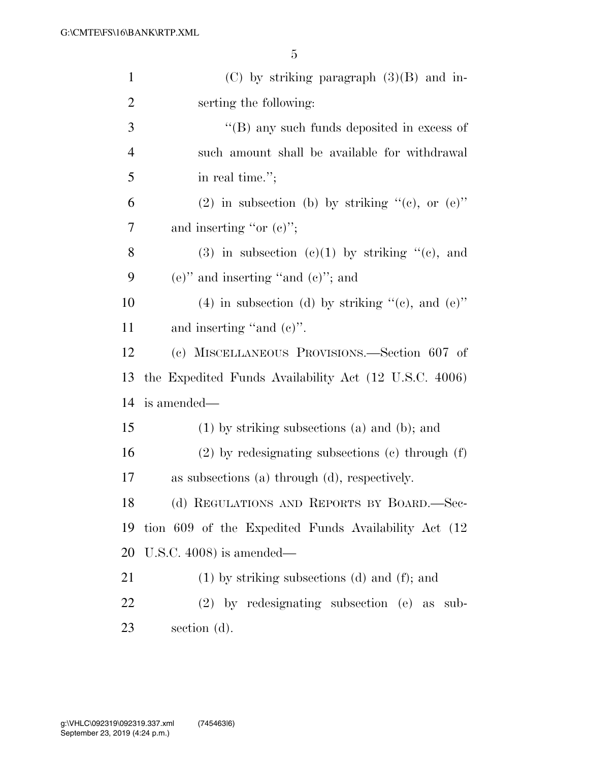(C) by striking paragraph (3)(B) and inserting the following:

"(B) any such funds deposited in excess of such amount shall be available for withdrawal in real time.";

(2) in subsection (b) by striking "(c), or (e)" and inserting "or (c)";

(3) in subsection (c)(1) by striking "(c), and (e)" and inserting "and (c)"; and

(4) in subsection (d) by striking "(c), and (e)" and inserting "and (c)".

(c) MISCELLANEOUS PROVISIONS.—Section 607 of the Expedited Funds Availability Act (12 U.S.C. 4006) is amended—

(1) by striking subsections (a) and (b); and

(2) by redesignating subsections (c) through (f) as subsections (a) through (d), respectively.

(d) REGULATIONS AND REPORTS BY BOARD.—Section 609 of the Expedited Funds Availability Act (12 U.S.C. 4008) is amended—

(1) by striking subsections (d) and (f); and

(2) by redesignating subsection (e) as subsection (d).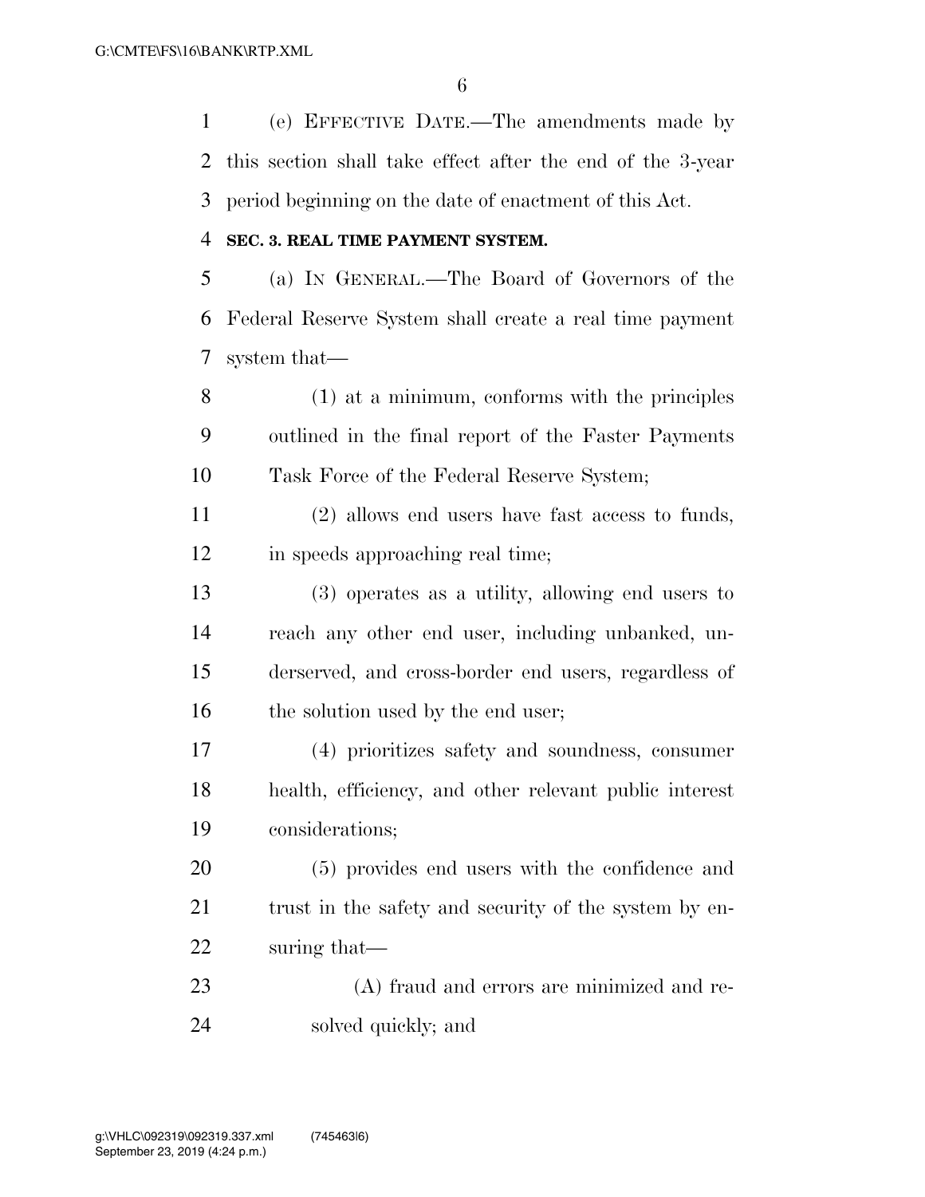(e) EFFECTIVE DATE.—The amendments made by this section shall take effect after the end of the 3-year period beginning on the date of enactment of this Act.

**SEC. 3. REAL TIME PAYMENT SYSTEM.**

(a) IN GENERAL.—The Board of Governors of the Federal Reserve System shall create a real time payment system that—

(1) at a minimum, conforms with the principles outlined in the final report of the Faster Payments Task Force of the Federal Reserve System;

(2) allows end users have fast access to funds, in speeds approaching real time;

(3) operates as a utility, allowing end users to reach any other end user, including unbanked, underserved, and cross-border end users, regardless of the solution used by the end user;

(4) prioritizes safety and soundness, consumer health, efficiency, and other relevant public interest considerations;

(5) provides end users with the confidence and trust in the safety and security of the system by ensuring that—

(A) fraud and errors are minimized and resolved quickly; and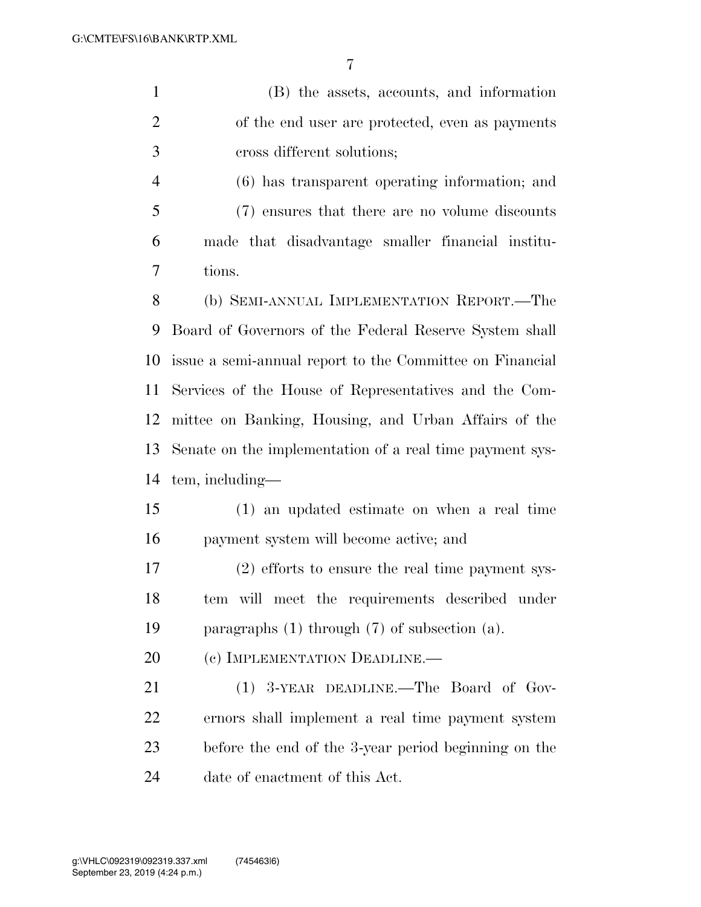(B) the assets, accounts, and information of the end user are protected, even as payments cross different solutions;

(6) has transparent operating information; and

(7) ensures that there are no volume discounts made that disadvantage smaller financial institutions.

(b) SEMI-ANNUAL IMPLEMENTATION REPORT.—The Board of Governors of the Federal Reserve System shall issue a semi-annual report to the Committee on Financial Services of the House of Representatives and the Committee on Banking, Housing, and Urban Affairs of the Senate on the implementation of a real time payment system, including—

(1) an updated estimate on when a real time payment system will become active; and

(2) efforts to ensure the real time payment system will meet the requirements described under paragraphs (1) through (7) of subsection (a).

(c) IMPLEMENTATION DEADLINE.—

(1) 3-YEAR DEADLINE.—The Board of Governors shall implement a real time payment system before the end of the 3-year period beginning on the date of enactment of this Act.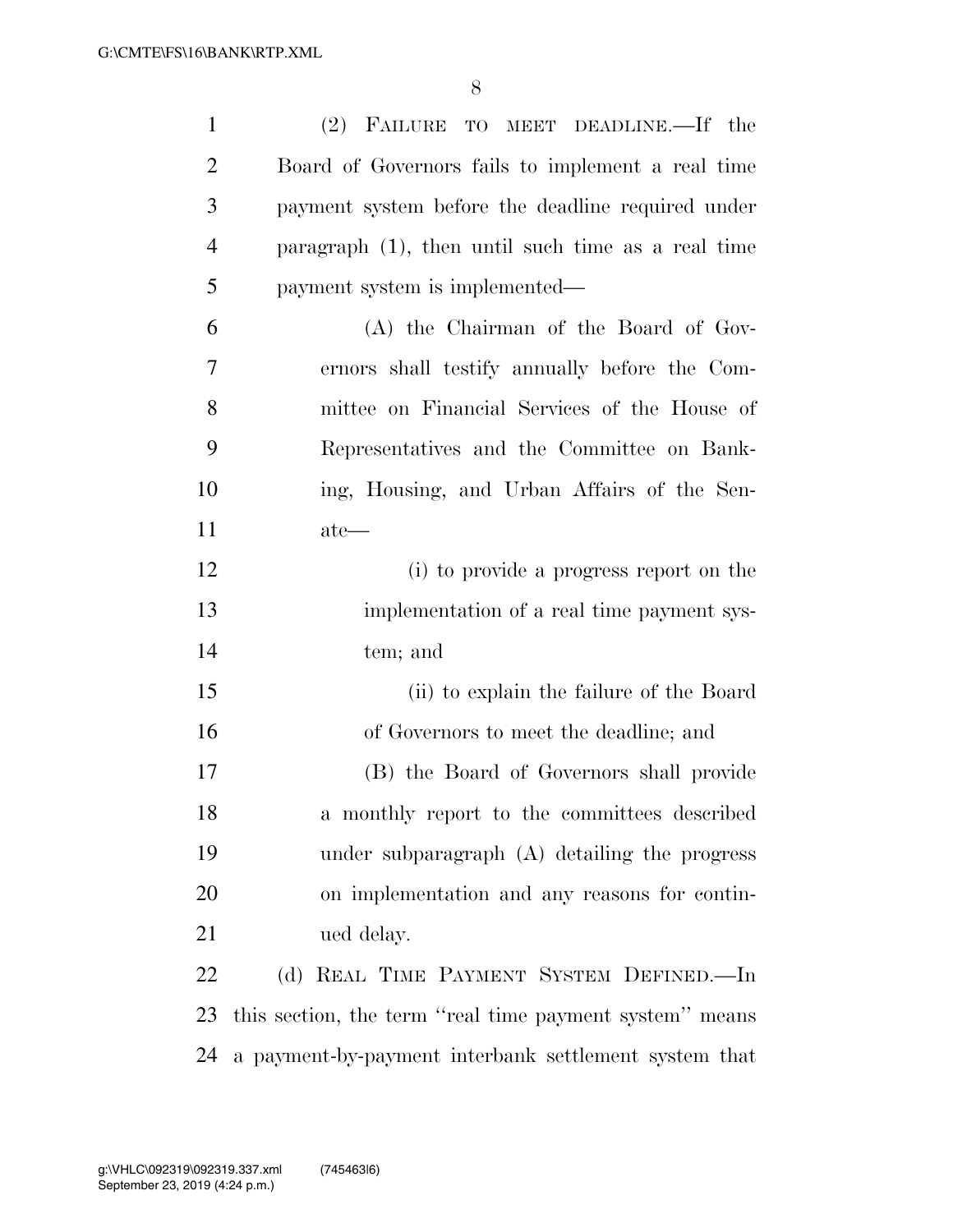(2) FAILURE TO MEET DEADLINE.—If the Board of Governors fails to implement a real time payment system before the deadline required under paragraph (1), then until such time as a real time payment system is implemented—

(A) the Chairman of the Board of Governors shall testify annually before the Committee on Financial Services of the House of Representatives and the Committee on Banking, Housing, and Urban Affairs of the Senate—

(i) to provide a progress report on the implementation of a real time payment system; and

(ii) to explain the failure of the Board of Governors to meet the deadline; and

(B) the Board of Governors shall provide a monthly report to the committees described under subparagraph (A) detailing the progress on implementation and any reasons for continued delay.

(d) REAL TIME PAYMENT SYSTEM DEFINED.—In this section, the term "real time payment system" means a payment-by-payment interbank settlement system that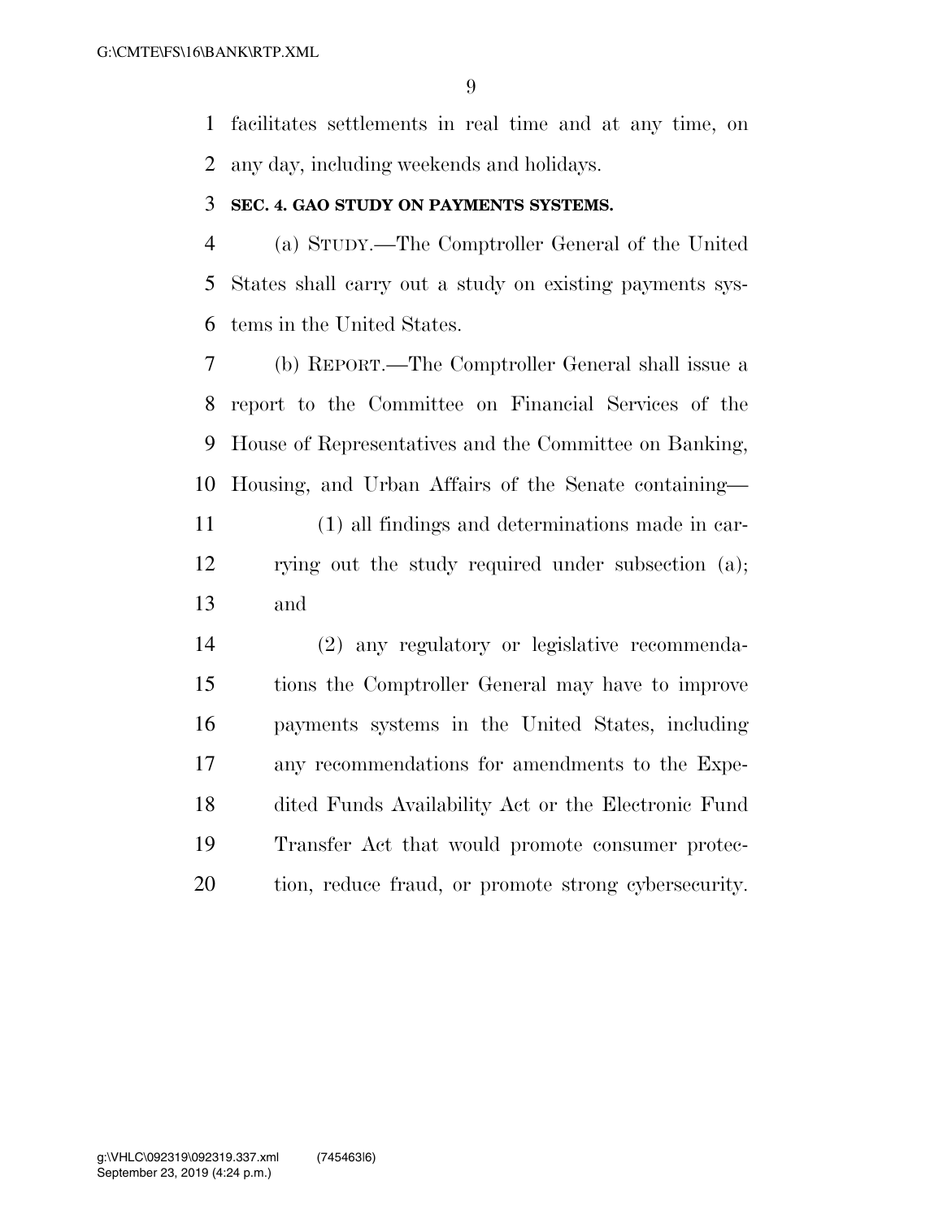facilitates settlements in real time and at any time, on any day, including weekends and holidays.

**SEC. 4. GAO STUDY ON PAYMENTS SYSTEMS.**

(a) STUDY.—The Comptroller General of the United States shall carry out a study on existing payments systems in the United States.

(b) REPORT.—The Comptroller General shall issue a report to the Committee on Financial Services of the House of Representatives and the Committee on Banking, Housing, and Urban Affairs of the Senate containing—

(1) all findings and determinations made in carrying out the study required under subsection (a); and

(2) any regulatory or legislative recommendations the Comptroller General may have to improve payments systems in the United States, including any recommendations for amendments to the Expedited Funds Availability Act or the Electronic Fund Transfer Act that would promote consumer protection, reduce fraud, or promote strong cybersecurity.